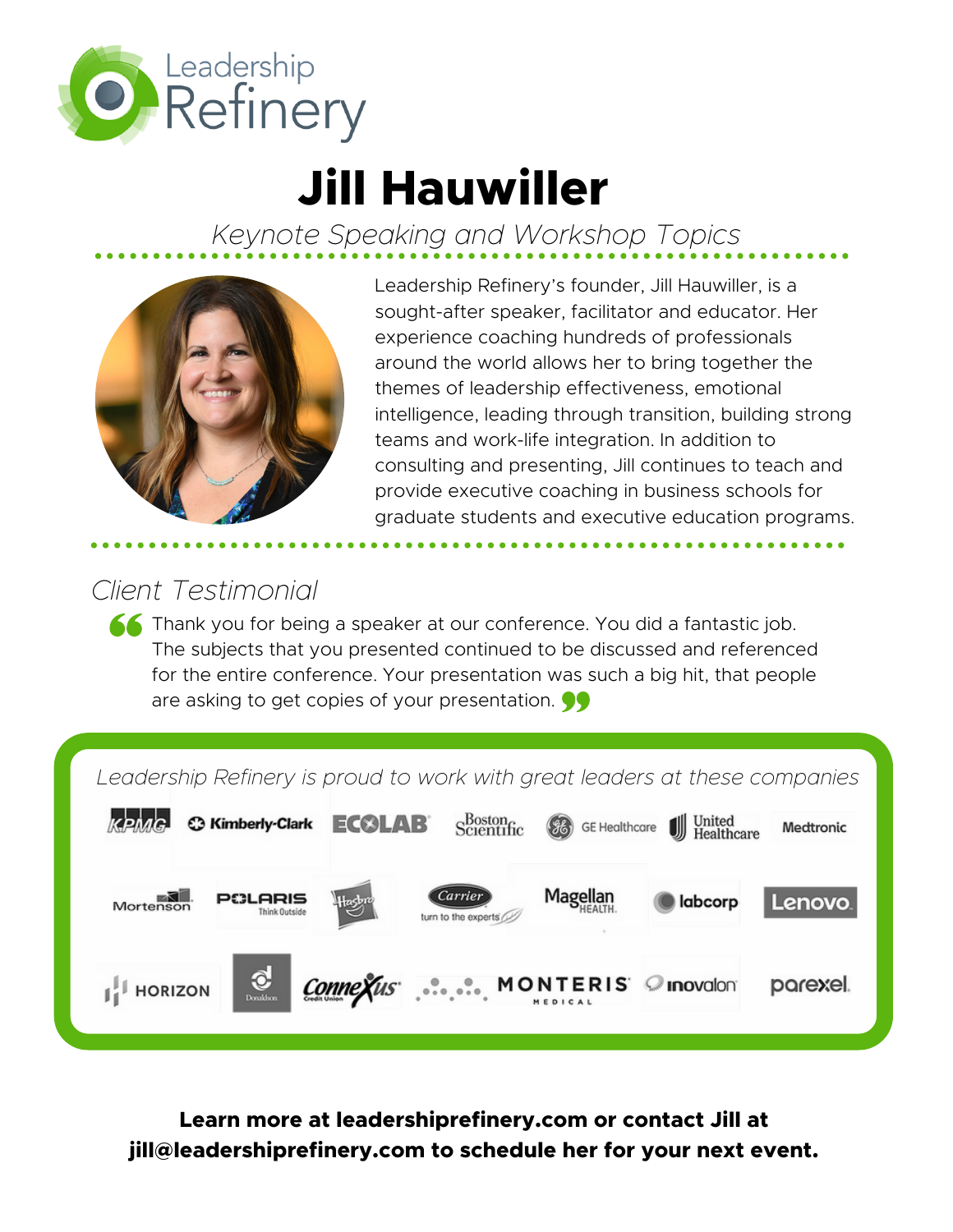Leadership Refinery

# Jill Hauwiller

*Keynote Speaking and Workshop Topics*

Leadership Refinery's founder, Jill Hauwiller, is a sought-after speaker, facilitator and educator. Her experience coaching hundreds of professionals around the world allows her to bring together the themes of leadership effectiveness, emotional intelligence, leading through transition, building strong teams and work-life integration. In addition to consulting and presenting, Jill continues to teach and provide executive coaching in business schools for graduate students and executive education programs.

## *Client Testimonial*

> Thank you for being a speaker at our conference. You did a fantastic job. The subjects that you presented continued to be discussed and referenced for the entire conference. Your presentation was such a big hit, that people are asking to get copies of your presentation.

*Leadership Refinery is proud to work with great leaders at these companies*

KPMG, Kimberly-Clark, ECOLAB, Boston Scientific, GE Healthcare, United Healthcare, Medtronic, Mortenson, POLARIS Think Outside, Hasbro, Carrier turn to the experts, Magellan Health, labcorp, Lenovo, HORIZON, Donaldson, Connexus Credit Union, MONTERIS MEDICAL, inovalon, parexel

**Learn more at leadershiprefinery.com or contact Jill at jill@leadershiprefinery.com to schedule her for your next event.**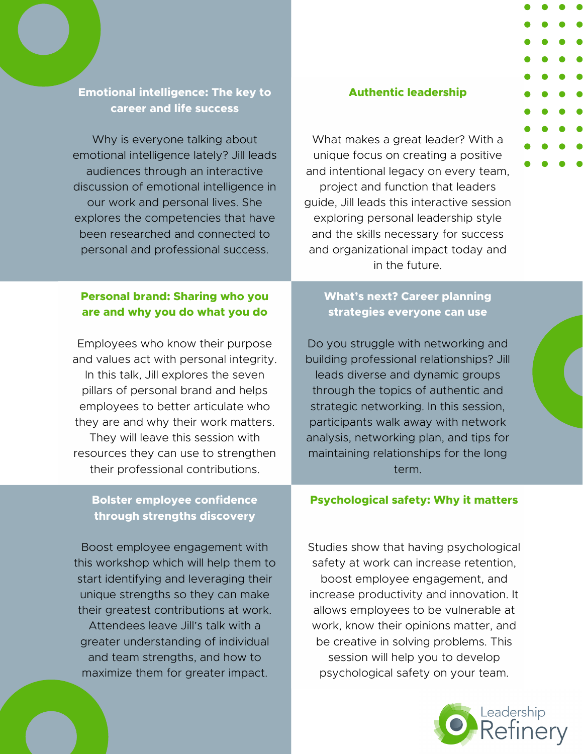### Emotional intelligence: The key to career and life success

Why is everyone talking about emotional intelligence lately? Jill leads audiences through an interactive discussion of emotional intelligence in our work and personal lives. She explores the competencies that have been researched and connected to personal and professional success.

### Authentic leadership

What makes a great leader? With a unique focus on creating a positive and intentional legacy on every team, project and function that leaders guide, Jill leads this interactive session exploring personal leadership style and the skills necessary for success and organizational impact today and in the future.

### Personal brand: Sharing who you are and why you do what you do

Employees who know their purpose and values act with personal integrity. In this talk, Jill explores the seven pillars of personal brand and helps employees to better articulate who they are and why their work matters. They will leave this session with resources they can use to strengthen their professional contributions.

### What's next? Career planning strategies everyone can use

Do you struggle with networking and building professional relationships? Jill leads diverse and dynamic groups through the topics of authentic and strategic networking. In this session, participants walk away with network analysis, networking plan, and tips for maintaining relationships for the long term.

### Bolster employee confidence through strengths discovery

Boost employee engagement with this workshop which will help them to start identifying and leveraging their unique strengths so they can make their greatest contributions at work. Attendees leave Jill's talk with a greater understanding of individual and team strengths, and how to maximize them for greater impact.

### Psychological safety: Why it matters

Studies show that having psychological safety at work can increase retention, boost employee engagement, and increase productivity and innovation. It allows employees to be vulnerable at work, know their opinions matter, and be creative in solving problems. This session will help you to develop psychological safety on your team.

Leadership Refinery